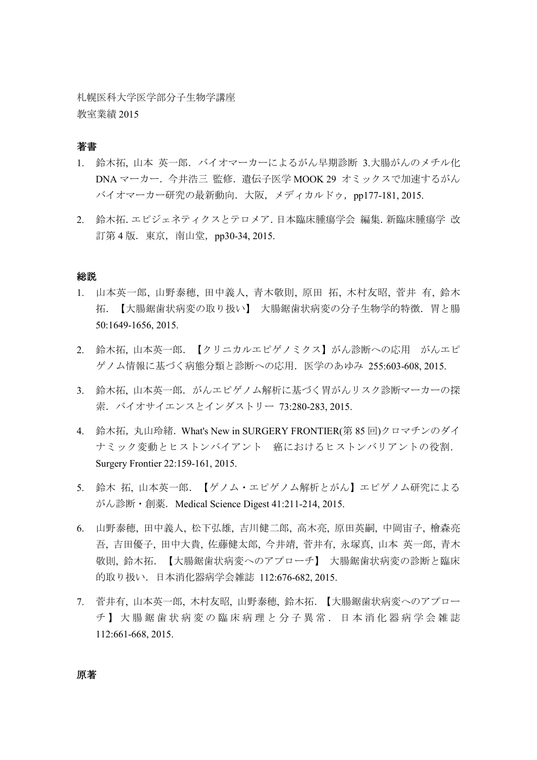札幌医科大学医学部分子生物学講座
教室業績 2015

## 著書

1. 鈴木拓, 山本 英一郎．バイオマーカーによるがん早期診断 3.大腸がんのメチル化 DNA マーカー．今井浩三 監修．遺伝子医学 MOOK 29 オミックスで加速するがんバイオマーカー研究の最新動向．大阪，メディカルドゥ，pp177-181, 2015.

2. 鈴木拓. エピジェネティクスとテロメア. 日本臨床腫瘍学会 編集. 新臨床腫瘍学 改訂第 4 版．東京，南山堂，pp30-34, 2015.

## 総説

1. 山本英一郎, 山野泰穂, 田中義人, 青木敬則, 原田 拓, 木村友昭, 菅井 有, 鈴木 拓．【大腸鋸歯状病変の取り扱い】 大腸鋸歯状病変の分子生物学的特徴．胃と腸 50:1649-1656, 2015.

2. 鈴木拓, 山本英一郎．【クリニカルエピゲノミクス】がん診断への応用 がんエピゲノム情報に基づく病態分類と診断への応用．医学のあゆみ 255:603-608, 2015.

3. 鈴木拓, 山本英一郎．がんエピゲノム解析に基づく胃がんリスク診断マーカーの探索．バイオサイエンスとインダストリー 73:280-283, 2015.

4. 鈴木拓，丸山玲緒．What's New in SURGERY FRONTIER(第 85 回)クロマチンのダイナミック変動とヒストンバイアント 癌におけるヒストンバリアントの役割．Surgery Frontier 22:159-161, 2015.

5. 鈴木 拓, 山本英一郎．【ゲノム・エピゲノム解析とがん】エピゲノム研究によるがん診断・創薬．Medical Science Digest 41:211-214, 2015.

6. 山野泰穂, 田中義人, 松下弘雄, 吉川健二郎, 高木亮, 原田英嗣, 中岡宙子, 檜森亮吾, 吉田優子, 田中大貴, 佐藤健太郎, 今井靖, 菅井有, 永塚真, 山本 英一郎, 青木敬則, 鈴木拓．【大腸鋸歯状病変へのアプローチ】 大腸鋸歯状病変の診断と臨床的取り扱い．日本消化器病学会雑誌 112:676-682, 2015.

7. 菅井有, 山本英一郎, 木村友昭, 山野泰穂, 鈴木拓．【大腸鋸歯状病変へのアプローチ】 大腸鋸歯状病変の臨床病理と分子異常．日本消化器病学会雑誌 112:661-668, 2015.

## 原著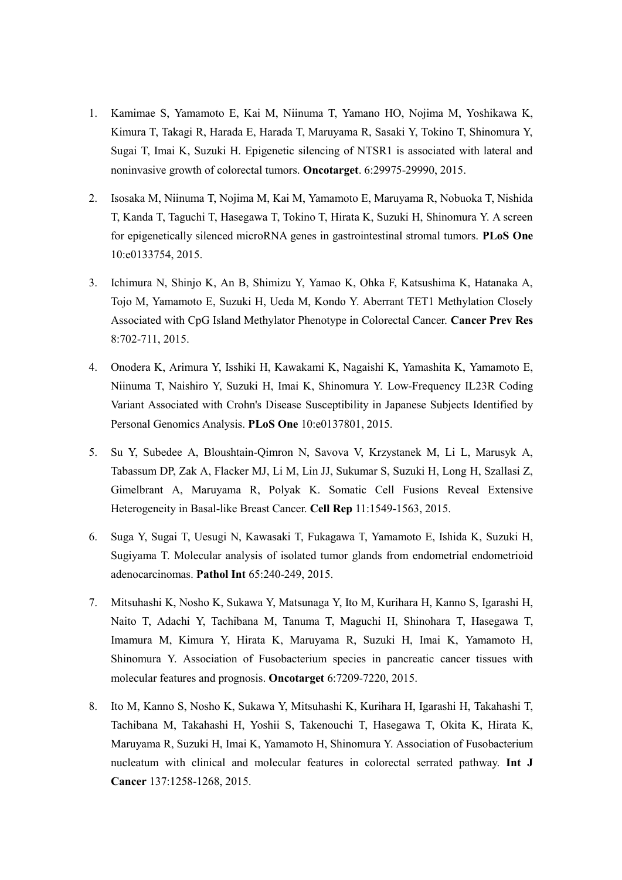1. Kamimae S, Yamamoto E, Kai M, Niinuma T, Yamano HO, Nojima M, Yoshikawa K, Kimura T, Takagi R, Harada E, Harada T, Maruyama R, Sasaki Y, Tokino T, Shinomura Y, Sugai T, Imai K, Suzuki H. Epigenetic silencing of NTSR1 is associated with lateral and noninvasive growth of colorectal tumors. **Oncotarget**. 6:29975-29990, 2015.

2. Isosaka M, Niinuma T, Nojima M, Kai M, Yamamoto E, Maruyama R, Nobuoka T, Nishida T, Kanda T, Taguchi T, Hasegawa T, Tokino T, Hirata K, Suzuki H, Shinomura Y. A screen for epigenetically silenced microRNA genes in gastrointestinal stromal tumors. **PLoS One** 10:e0133754, 2015.

3. Ichimura N, Shinjo K, An B, Shimizu Y, Yamao K, Ohka F, Katsushima K, Hatanaka A, Tojo M, Yamamoto E, Suzuki H, Ueda M, Kondo Y. Aberrant TET1 Methylation Closely Associated with CpG Island Methylator Phenotype in Colorectal Cancer. **Cancer Prev Res** 8:702-711, 2015.

4. Onodera K, Arimura Y, Isshiki H, Kawakami K, Nagaishi K, Yamashita K, Yamamoto E, Niinuma T, Naishiro Y, Suzuki H, Imai K, Shinomura Y. Low-Frequency IL23R Coding Variant Associated with Crohn's Disease Susceptibility in Japanese Subjects Identified by Personal Genomics Analysis. **PLoS One** 10:e0137801, 2015.

5. Su Y, Subedee A, Bloushtain-Qimron N, Savova V, Krzystanek M, Li L, Marusyk A, Tabassum DP, Zak A, Flacker MJ, Li M, Lin JJ, Sukumar S, Suzuki H, Long H, Szallasi Z, Gimelbrant A, Maruyama R, Polyak K. Somatic Cell Fusions Reveal Extensive Heterogeneity in Basal-like Breast Cancer. **Cell Rep** 11:1549-1563, 2015.

6. Suga Y, Sugai T, Uesugi N, Kawasaki T, Fukagawa T, Yamamoto E, Ishida K, Suzuki H, Sugiyama T. Molecular analysis of isolated tumor glands from endometrial endometrioid adenocarcinomas. **Pathol Int** 65:240-249, 2015.

7. Mitsuhashi K, Nosho K, Sukawa Y, Matsunaga Y, Ito M, Kurihara H, Kanno S, Igarashi H, Naito T, Adachi Y, Tachibana M, Tanuma T, Maguchi H, Shinohara T, Hasegawa T, Imamura M, Kimura Y, Hirata K, Maruyama R, Suzuki H, Imai K, Yamamoto H, Shinomura Y. Association of Fusobacterium species in pancreatic cancer tissues with molecular features and prognosis. **Oncotarget** 6:7209-7220, 2015.

8. Ito M, Kanno S, Nosho K, Sukawa Y, Mitsuhashi K, Kurihara H, Igarashi H, Takahashi T, Tachibana M, Takahashi H, Yoshii S, Takenouchi T, Hasegawa T, Okita K, Hirata K, Maruyama R, Suzuki H, Imai K, Yamamoto H, Shinomura Y. Association of Fusobacterium nucleatum with clinical and molecular features in colorectal serrated pathway. **Int J Cancer** 137:1258-1268, 2015.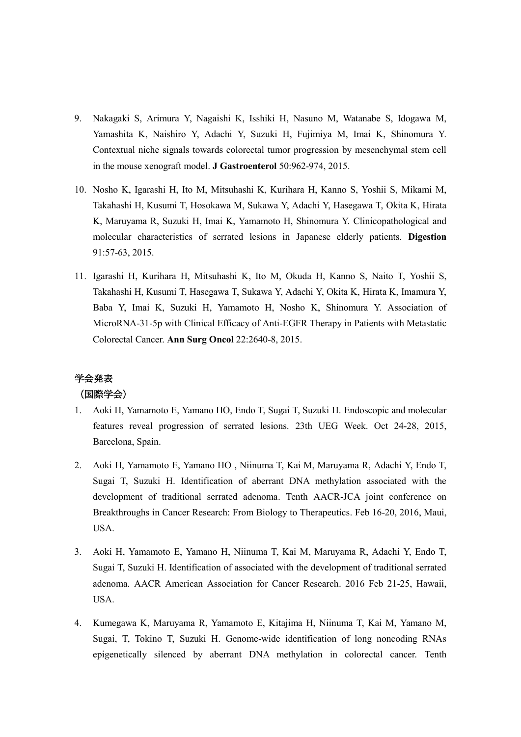9. Nakagaki S, Arimura Y, Nagaishi K, Isshiki H, Nasuno M, Watanabe S, Idogawa M, Yamashita K, Naishiro Y, Adachi Y, Suzuki H, Fujimiya M, Imai K, Shinomura Y. Contextual niche signals towards colorectal tumor progression by mesenchymal stem cell in the mouse xenograft model. **J Gastroenterol** 50:962-974, 2015.

10. Nosho K, Igarashi H, Ito M, Mitsuhashi K, Kurihara H, Kanno S, Yoshii S, Mikami M, Takahashi H, Kusumi T, Hosokawa M, Sukawa Y, Adachi Y, Hasegawa T, Okita K, Hirata K, Maruyama R, Suzuki H, Imai K, Yamamoto H, Shinomura Y. Clinicopathological and molecular characteristics of serrated lesions in Japanese elderly patients. **Digestion** 91:57-63, 2015.

11. Igarashi H, Kurihara H, Mitsuhashi K, Ito M, Okuda H, Kanno S, Naito T, Yoshii S, Takahashi H, Kusumi T, Hasegawa T, Sukawa Y, Adachi Y, Okita K, Hirata K, Imamura Y, Baba Y, Imai K, Suzuki H, Yamamoto H, Nosho K, Shinomura Y. Association of MicroRNA-31-5p with Clinical Efficacy of Anti-EGFR Therapy in Patients with Metastatic Colorectal Cancer. **Ann Surg Oncol** 22:2640-8, 2015.

## 学会発表

### （国際学会）

1. Aoki H, Yamamoto E, Yamano HO, Endo T, Sugai T, Suzuki H. Endoscopic and molecular features reveal progression of serrated lesions. 23th UEG Week. Oct 24-28, 2015, Barcelona, Spain.

2. Aoki H, Yamamoto E, Yamano HO , Niinuma T, Kai M, Maruyama R, Adachi Y, Endo T, Sugai T, Suzuki H. Identification of aberrant DNA methylation associated with the development of traditional serrated adenoma. Tenth AACR-JCA joint conference on Breakthroughs in Cancer Research: From Biology to Therapeutics. Feb 16-20, 2016, Maui, USA.

3. Aoki H, Yamamoto E, Yamano H, Niinuma T, Kai M, Maruyama R, Adachi Y, Endo T, Sugai T, Suzuki H. Identification of associated with the development of traditional serrated adenoma. AACR American Association for Cancer Research. 2016 Feb 21-25, Hawaii, USA.

4. Kumegawa K, Maruyama R, Yamamoto E, Kitajima H, Niinuma T, Kai M, Yamano M, Sugai, T, Tokino T, Suzuki H. Genome-wide identification of long noncoding RNAs epigenetically silenced by aberrant DNA methylation in colorectal cancer. Tenth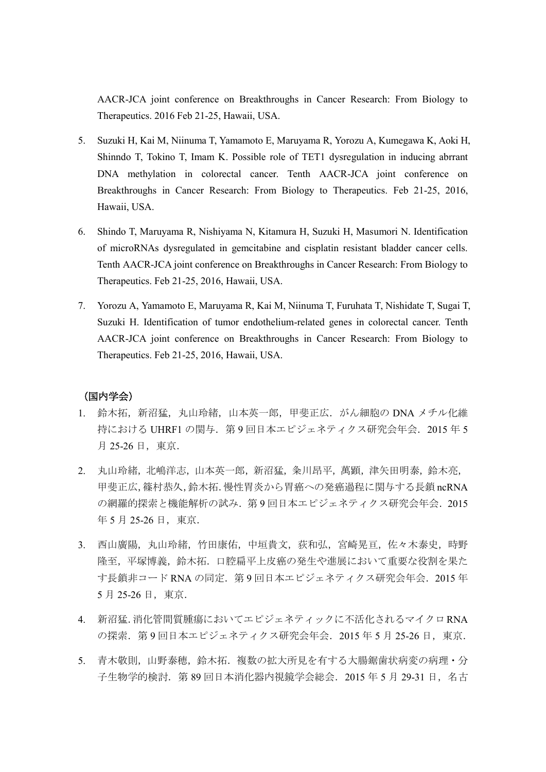AACR-JCA joint conference on Breakthroughs in Cancer Research: From Biology to Therapeutics. 2016 Feb 21-25, Hawaii, USA.

5. Suzuki H, Kai M, Niinuma T, Yamamoto E, Maruyama R, Yorozu A, Kumegawa K, Aoki H, Shinndo T, Tokino T, Imam K. Possible role of TET1 dysregulation in inducing abrrant DNA methylation in colorectal cancer. Tenth AACR-JCA joint conference on Breakthroughs in Cancer Research: From Biology to Therapeutics. Feb 21-25, 2016, Hawaii, USA.

6. Shindo T, Maruyama R, Nishiyama N, Kitamura H, Suzuki H, Masumori N. Identification of microRNAs dysregulated in gemcitabine and cisplatin resistant bladder cancer cells. Tenth AACR-JCA joint conference on Breakthroughs in Cancer Research: From Biology to Therapeutics. Feb 21-25, 2016, Hawaii, USA.

7. Yorozu A, Yamamoto E, Maruyama R, Kai M, Niinuma T, Furuhata T, Nishidate T, Sugai T, Suzuki H. Identification of tumor endothelium-related genes in colorectal cancer. Tenth AACR-JCA joint conference on Breakthroughs in Cancer Research: From Biology to Therapeutics. Feb 21-25, 2016, Hawaii, USA.

**（国内学会）**

1. 鈴木拓，新沼猛，丸山玲緒，山本英一郎，甲斐正広．がん細胞の DNA メチル化維持における UHRF1 の関与．第 9 回日本エピジェネティクス研究会年会．2015 年 5 月 25-26 日，東京．

2. 丸山玲緒，北嶋洋志，山本英一郎，新沼猛，粂川昂平，萬顕，津矢田明泰，鈴木亮，甲斐正広，篠村恭久，鈴木拓．慢性胃炎から胃癌への発癌過程に関与する長鎖 ncRNA の網羅的探索と機能解析の試み．第 9 回日本エピジェネティクス研究会年会．2015 年 5 月 25-26 日，東京．

3. 西山廣陽，丸山玲緒，竹田康佑，中垣貴文，荻和弘，宮崎晃亘，佐々木泰史，時野隆至，平塚博義，鈴木拓．口腔扁平上皮癌の発生や進展において重要な役割を果たす長鎖非コード RNA の同定．第 9 回日本エピジェネティクス研究会年会．2015 年 5 月 25-26 日，東京．

4. 新沼猛．消化管間質腫瘍においてエピジェネティックに不活化されるマイクロ RNA の探索．第 9 回日本エピジェネティクス研究会年会．2015 年 5 月 25-26 日，東京．

5. 青木敬則，山野泰穂，鈴木拓．複数の拡大所見を有する大腸鋸歯状病変の病理・分子生物学的検討．第 89 回日本消化器内視鏡学会総会．2015 年 5 月 29-31 日，名古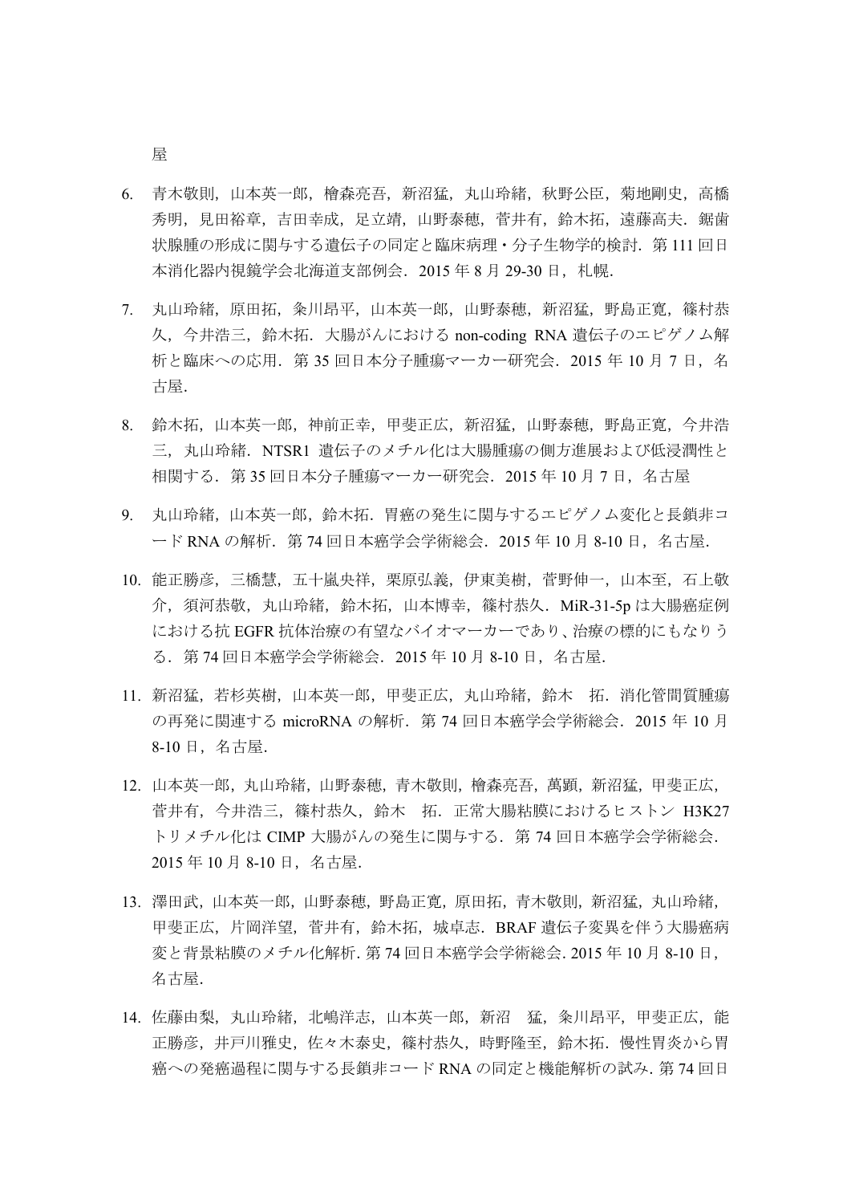屋

6. 青木敬則，山本英一郎，檜森亮吾，新沼猛，丸山玲緒，秋野公臣，菊地剛史，高橋秀明，見田裕章，吉田幸成，足立靖，山野泰穂，菅井有，鈴木拓，遠藤高夫．鋸歯状腺腫の形成に関与する遺伝子の同定と臨床病理・分子生物学的検討．第 111 回日本消化器内視鏡学会北海道支部例会．2015 年 8 月 29-30 日，札幌．

7. 丸山玲緒，原田拓，粂川昂平，山本英一郎，山野泰穂，新沼猛，野島正寛，篠村恭久，今井浩三，鈴木拓．大腸がんにおける non-coding RNA 遺伝子のエピゲノム解析と臨床への応用．第 35 回日本分子腫瘍マーカー研究会．2015 年 10 月 7 日，名古屋．

8. 鈴木拓，山本英一郎，神前正幸，甲斐正広，新沼猛，山野泰穂，野島正寛，今井浩三，丸山玲緒．NTSR1 遺伝子のメチル化は大腸腫瘍の側方進展および低浸潤性と相関する．第 35 回日本分子腫瘍マーカー研究会．2015 年 10 月 7 日，名古屋

9. 丸山玲緒，山本英一郎，鈴木拓．胃癌の発生に関与するエピゲノム変化と長鎖非コード RNA の解析．第 74 回日本癌学会学術総会．2015 年 10 月 8-10 日，名古屋．

10. 能正勝彦，三橋慧，五十嵐央祥，栗原弘義，伊東美樹，菅野伸一，山本至，石上敬介，須河恭敬，丸山玲緒，鈴木拓，山本博幸，篠村恭久．MiR-31-5p は大腸癌症例における抗 EGFR 抗体治療の有望なバイオマーカーであり、治療の標的にもなりうる．第 74 回日本癌学会学術総会．2015 年 10 月 8-10 日，名古屋．

11. 新沼猛，若杉英樹，山本英一郎，甲斐正広，丸山玲緒，鈴木　拓．消化管間質腫瘍の再発に関連する microRNA の解析．第 74 回日本癌学会学術総会．2015 年 10 月 8-10 日，名古屋．

12. 山本英一郎，丸山玲緒，山野泰穂，青木敬則，檜森亮吾，萬顕，新沼猛，甲斐正広，菅井有，今井浩三，篠村恭久，鈴木　拓．正常大腸粘膜におけるヒストン H3K27 トリメチル化は CIMP 大腸がんの発生に関与する．第 74 回日本癌学会学術総会．2015 年 10 月 8-10 日，名古屋．

13. 澤田武，山本英一郎，山野泰穂，野島正寛，原田拓，青木敬則，新沼猛，丸山玲緒，甲斐正広，片岡洋望，菅井有，鈴木拓，城卓志．BRAF 遺伝子変異を伴う大腸癌病変と背景粘膜のメチル化解析．第 74 回日本癌学会学術総会．2015 年 10 月 8-10 日，名古屋．

14. 佐藤由梨，丸山玲緒，北嶋洋志，山本英一郎，新沼　猛，粂川昂平，甲斐正広，能正勝彦，井戸川雅史，佐々木泰史，篠村恭久，時野隆至，鈴木拓．慢性胃炎から胃癌への発癌過程に関与する長鎖非コード RNA の同定と機能解析の試み．第 74 回日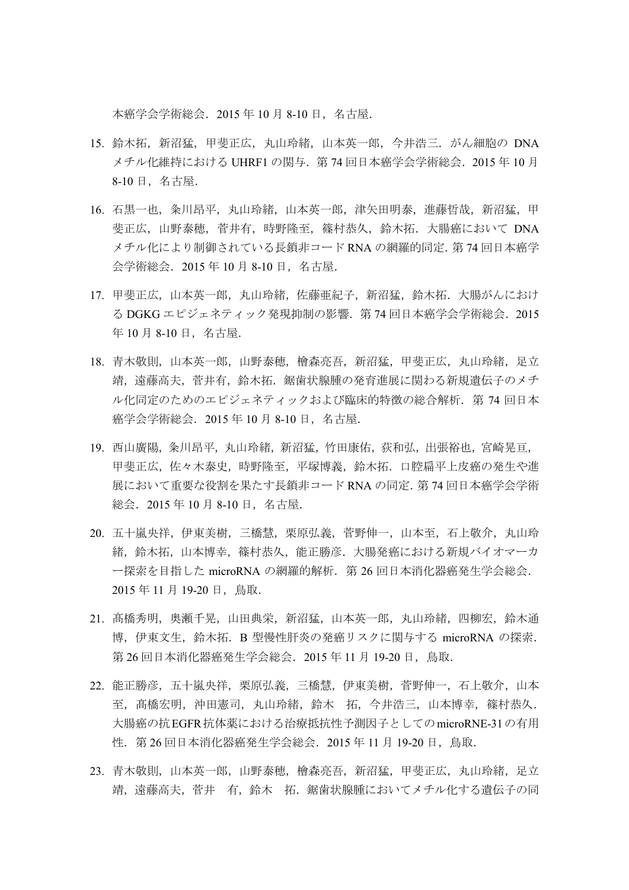本癌学会学術総会．2015 年 10 月 8-10 日，名古屋.

15. 鈴木拓，新沼猛，甲斐正広，丸山玲緒，山本英一郎，今井浩三．がん細胞の DNA メチル化維持における UHRF1 の関与．第 74 回日本癌学会学術総会．2015 年 10 月 8-10 日，名古屋.

16. 石黒一也，粂川昂平，丸山玲緒，山本英一郎，津矢田明泰，進藤哲哉，新沼猛，甲斐正広，山野泰穂，菅井有，時野隆至，篠村恭久，鈴木拓．大腸癌において DNA メチル化により制御されている長鎖非コード RNA の網羅的同定. 第 74 回日本癌学会学術総会．2015 年 10 月 8-10 日，名古屋.

17. 甲斐正広，山本英一郎，丸山玲緒，佐藤亜紀子，新沼猛，鈴木拓．大腸がんにおける DGKG エピジェネティック発現抑制の影響．第 74 回日本癌学会学術総会．2015 年 10 月 8-10 日，名古屋.

18. 青木敬則，山本英一郎，山野泰穂，檜森亮吾，新沼猛，甲斐正広，丸山玲緒，足立靖，遠藤高夫，菅井有，鈴木拓．鋸歯状腺腫の発育進展に関わる新規遺伝子のメチル化同定のためのエピジェネティックおよび臨床的特徴の総合解析．第 74 回日本癌学会学術総会．2015 年 10 月 8-10 日，名古屋.

19. 西山廣陽，粂川昂平，丸山玲緒，新沼猛，竹田康佑，荻和弘，出張裕也，宮崎晃亘，甲斐正広，佐々木泰史，時野隆至，平塚博義，鈴木拓．口腔扁平上皮癌の発生や進展において重要な役割を果たす長鎖非コード RNA の同定. 第 74 回日本癌学会学術総会．2015 年 10 月 8-10 日，名古屋.

20. 五十嵐央祥，伊東美樹，三橋慧，栗原弘義，菅野伸一，山本至，石上敬介，丸山玲緒，鈴木拓，山本博幸，篠村恭久，能正勝彦．大腸発癌における新規バイオマーカー探索を目指した microRNA の網羅的解析．第 26 回日本消化器癌発生学会総会．2015 年 11 月 19-20 日，鳥取.

21. 髙橋秀明，奥瀬千晃，山田典栄，新沼猛，山本英一郎，丸山玲緒，四柳宏，鈴木通博，伊東文生，鈴木拓．B 型慢性肝炎の発癌リスクに関与する microRNA の探索．第 26 回日本消化器癌発生学会総会．2015 年 11 月 19-20 日，鳥取.

22. 能正勝彦，五十嵐央祥，栗原弘義，三橋慧，伊東美樹，菅野伸一，石上敬介，山本至，髙橋宏明，沖田憲司，丸山玲緒，鈴木　拓，今井浩三，山本博幸，篠村恭久．大腸癌の抗 EGFR 抗体薬における治療抵抗性予測因子としての microRNE-31 の有用性．第 26 回日本消化器癌発生学会総会．2015 年 11 月 19-20 日，鳥取.

23. 青木敬則，山本英一郎，山野泰穂，檜森亮吾，新沼猛，甲斐正広，丸山玲緒，足立靖，遠藤高夫，菅井　有，鈴木　拓．鋸歯状腺腫においてメチル化する遺伝子の同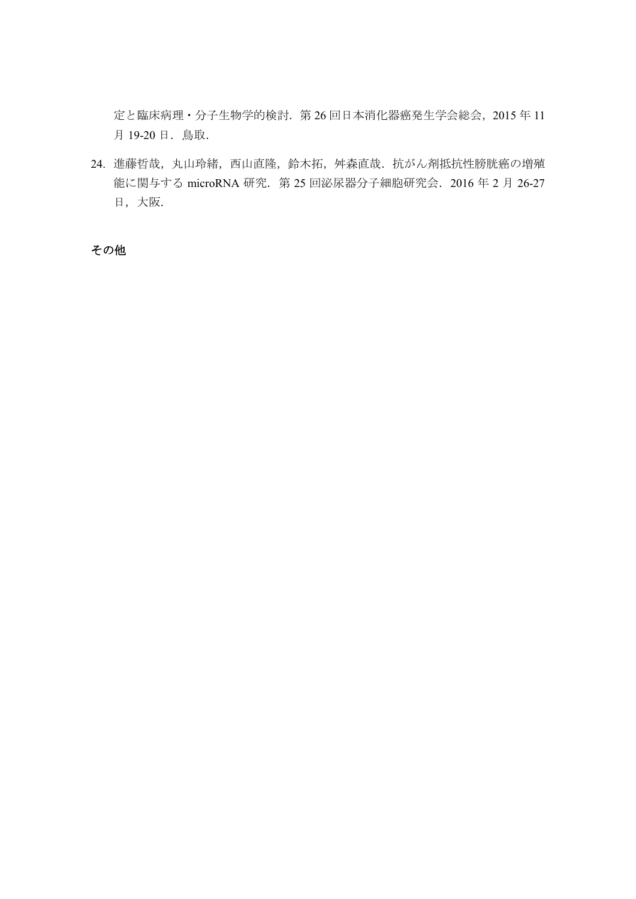定と臨床病理・分子生物学的検討．第 26 回日本消化器癌発生学会総会，2015 年 11 月 19-20 日．鳥取．

24. 進藤哲哉，丸山玲緒，西山直隆，鈴木拓，舛森直哉．抗がん剤抵抗性膀胱癌の増殖能に関与する microRNA 研究．第 25 回泌尿器分子細胞研究会．2016 年 2 月 26-27 日，大阪．

**その他**